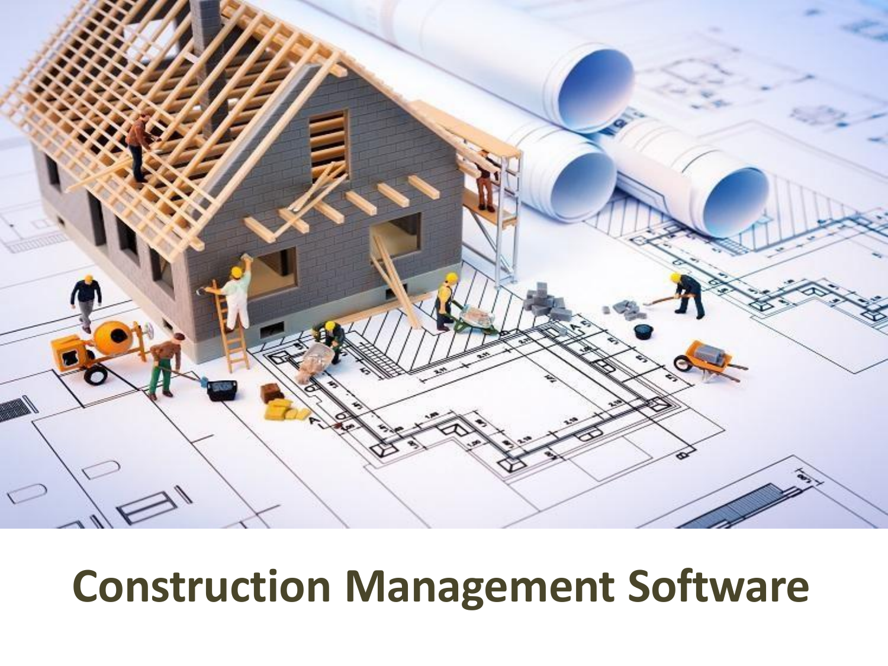# Construction Management Software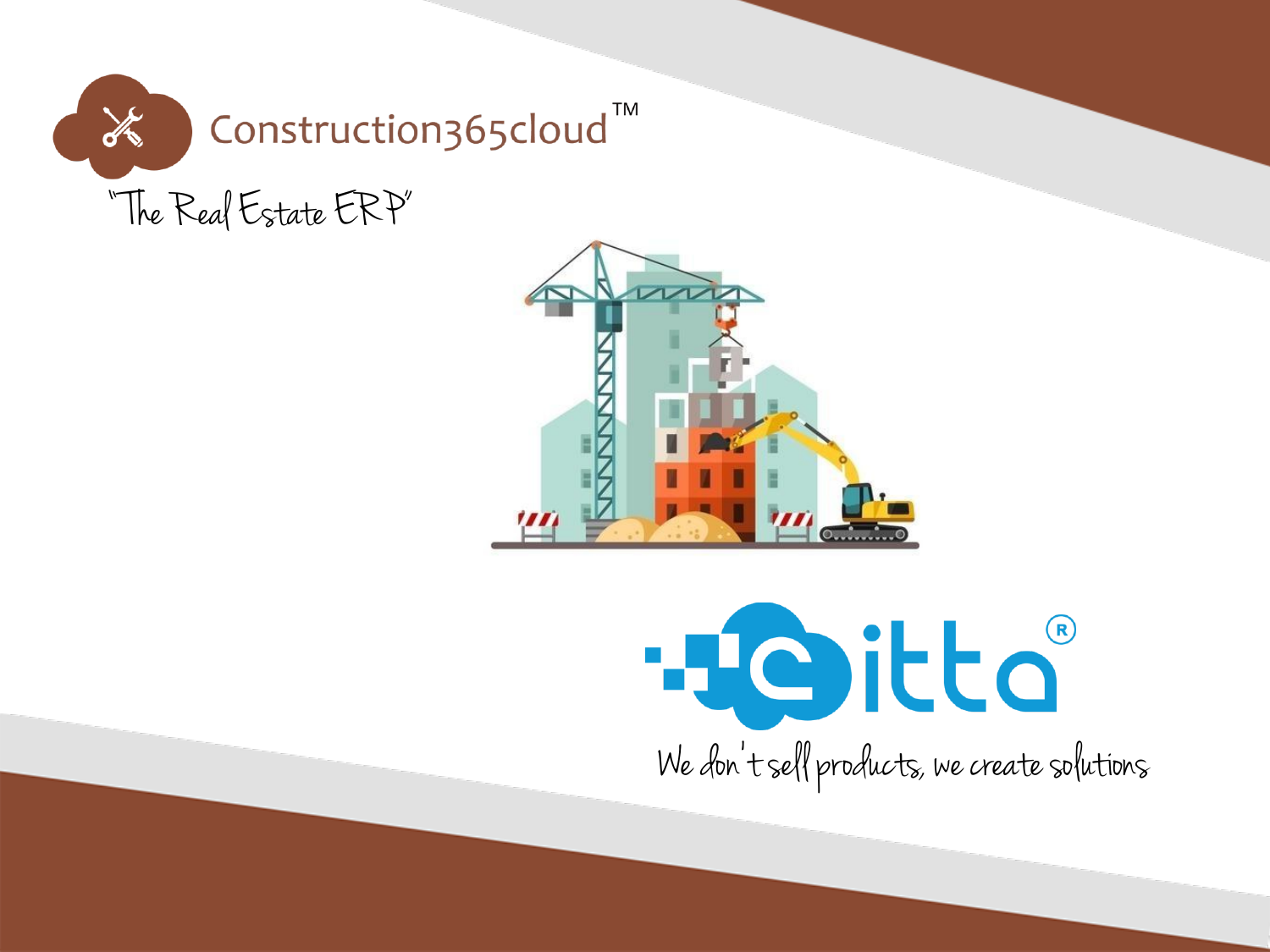Construction365cloud™

"The Real Estate ERP"

eitta®

We don't sell products, we create solutions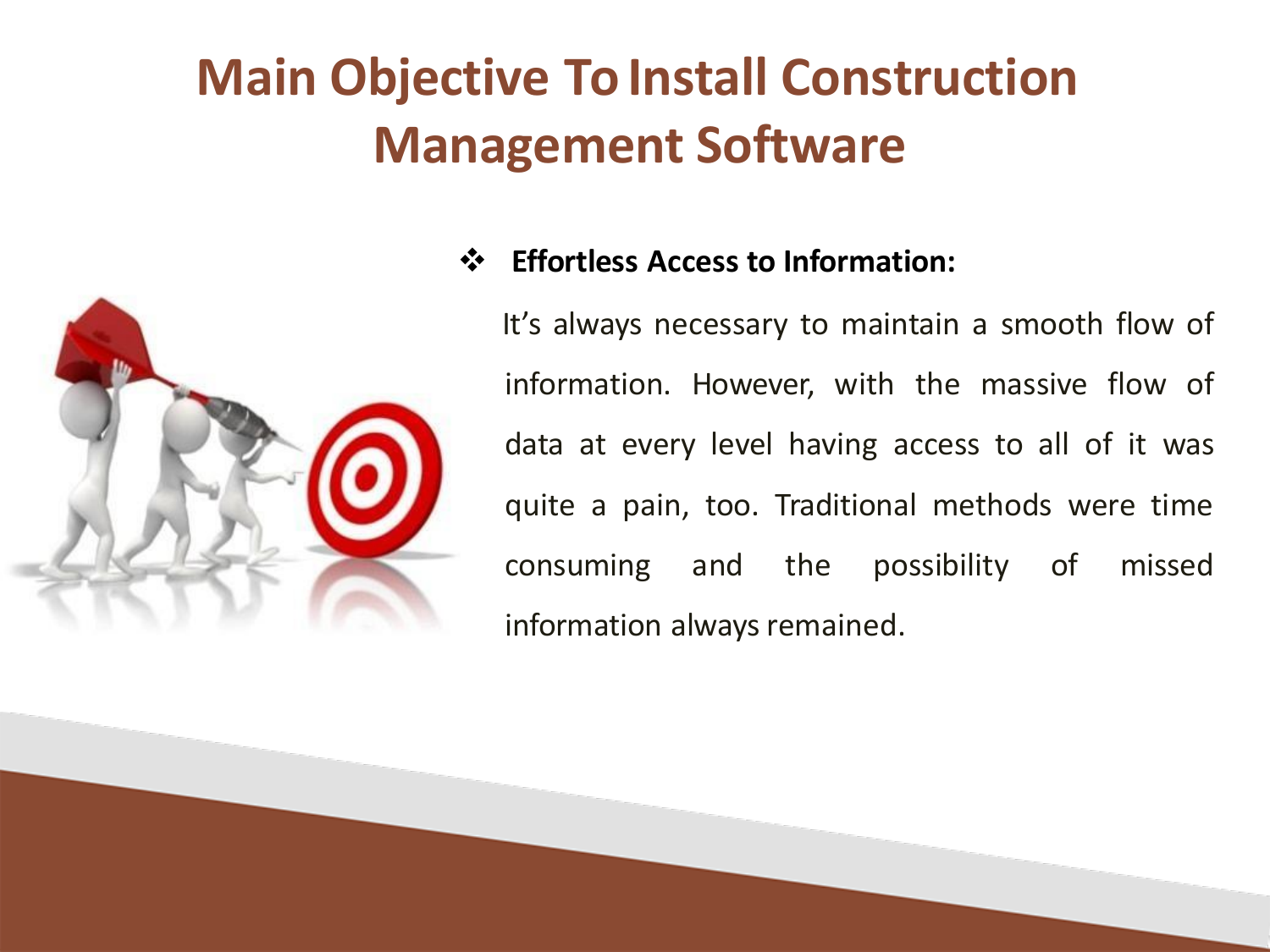# Main Objective To Install Construction Management Software

- **Effortless Access to Information:**

  It's always necessary to maintain a smooth flow of information. However, with the massive flow of data at every level having access to all of it was quite a pain, too. Traditional methods were time consuming and the possibility of missed information always remained.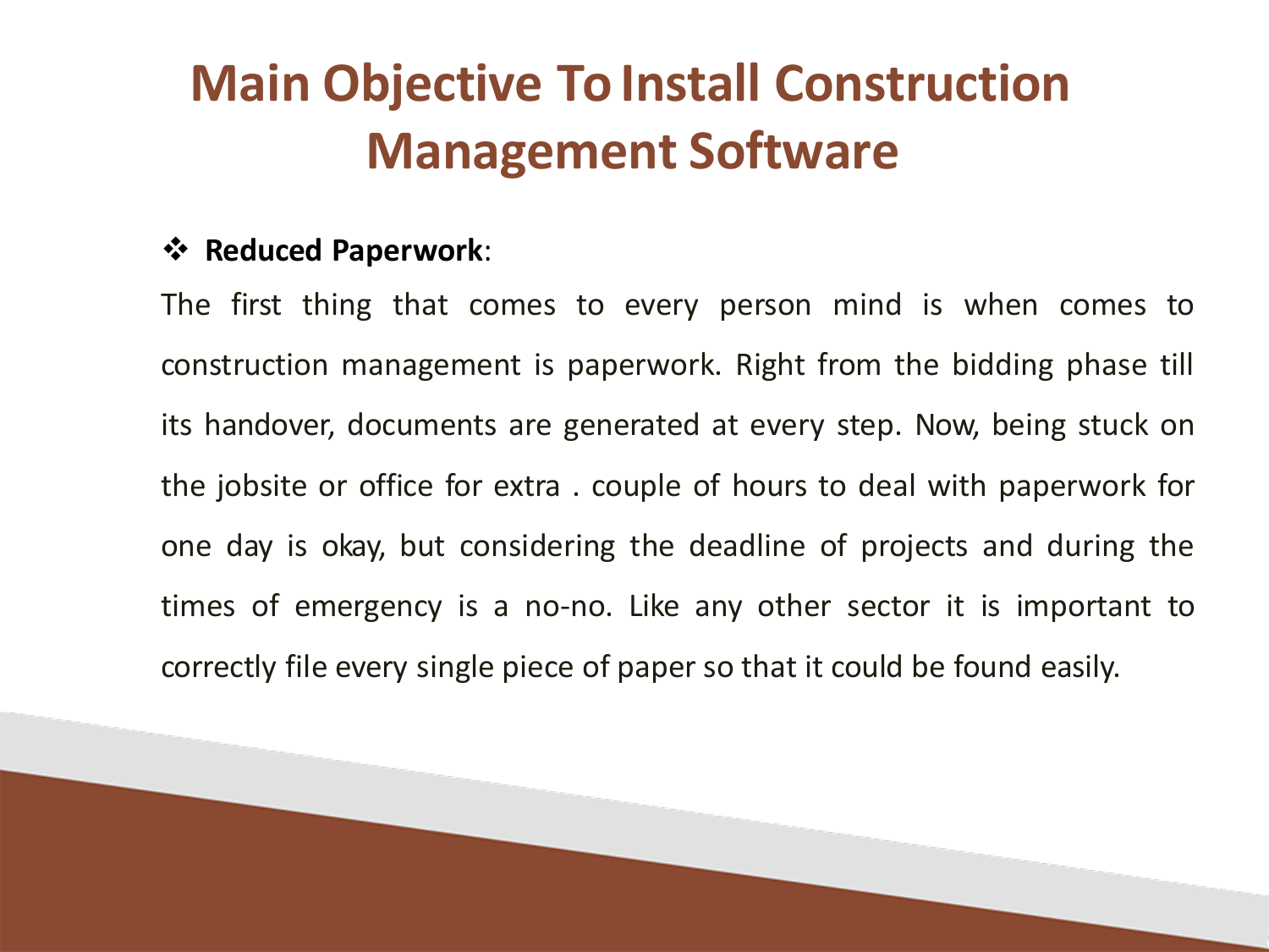# Main Objective To Install Construction Management Software

- **Reduced Paperwork**:

The first thing that comes to every person mind is when comes to construction management is paperwork. Right from the bidding phase till its handover, documents are generated at every step. Now, being stuck on the jobsite or office for extra . couple of hours to deal with paperwork for one day is okay, but considering the deadline of projects and during the times of emergency is a no-no. Like any other sector it is important to correctly file every single piece of paper so that it could be found easily.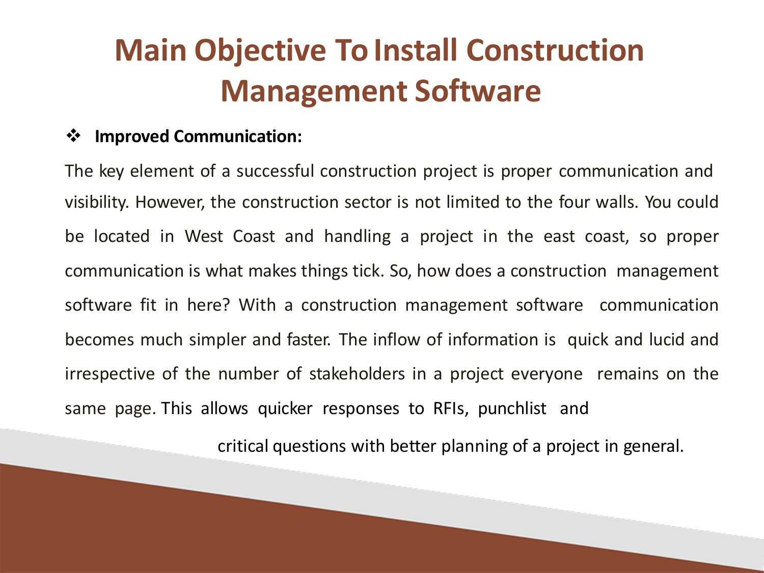# Main Objective To Install Construction Management Software

- **Improved Communication:**

The key element of a successful construction project is proper communication and visibility. However, the construction sector is not limited to the four walls. You could be located in West Coast and handling a project in the east coast, so proper communication is what makes things tick. So, how does a construction management software fit in here? With a construction management software communication becomes much simpler and faster. The inflow of information is quick and lucid and irrespective of the number of stakeholders in a project everyone remains on the same page. This allows quicker responses to RFIs, punchlist and critical questions with better planning of a project in general.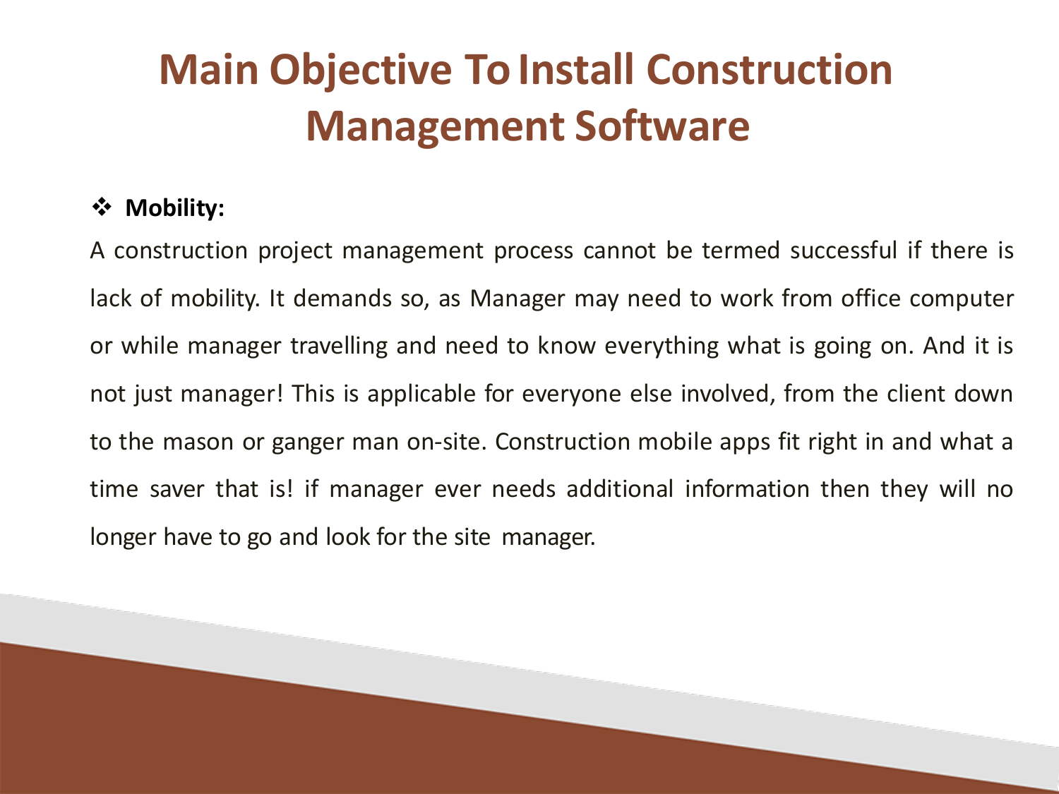# Main Objective To Install Construction Management Software

❖ **Mobility:**

A construction project management process cannot be termed successful if there is lack of mobility. It demands so, as Manager may need to work from office computer or while manager travelling and need to know everything what is going on. And it is not just manager! This is applicable for everyone else involved, from the client down to the mason or ganger man on-site. Construction mobile apps fit right in and what a time saver that is! if manager ever needs additional information then they will no longer have to go and look for the site manager.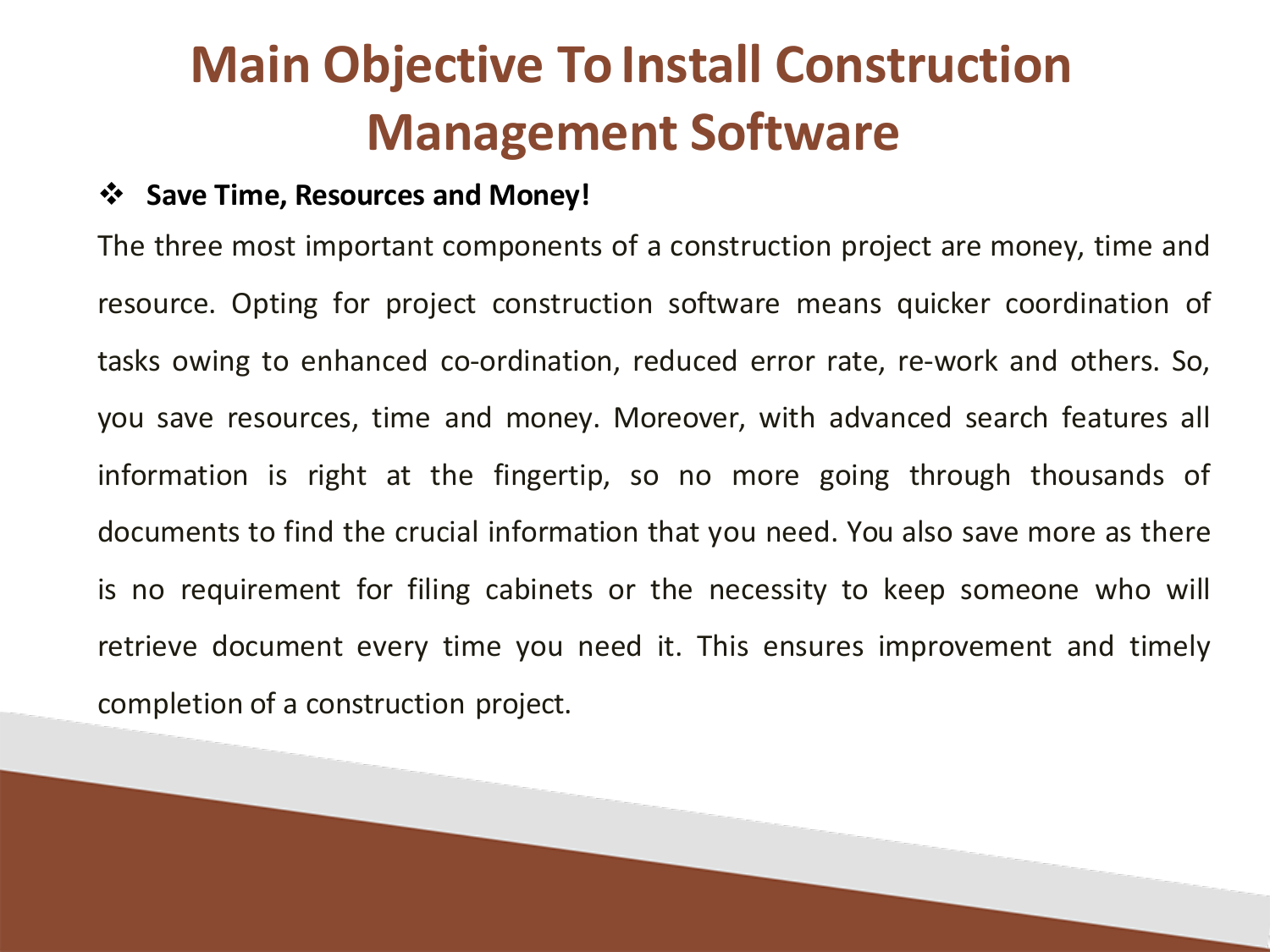# Main Objective To Install Construction Management Software

- **Save Time, Resources and Money!**

The three most important components of a construction project are money, time and resource. Opting for project construction software means quicker coordination of tasks owing to enhanced co-ordination, reduced error rate, re-work and others. So, you save resources, time and money. Moreover, with advanced search features all information is right at the fingertip, so no more going through thousands of documents to find the crucial information that you need. You also save more as there is no requirement for filing cabinets or the necessity to keep someone who will retrieve document every time you need it. This ensures improvement and timely completion of a construction project.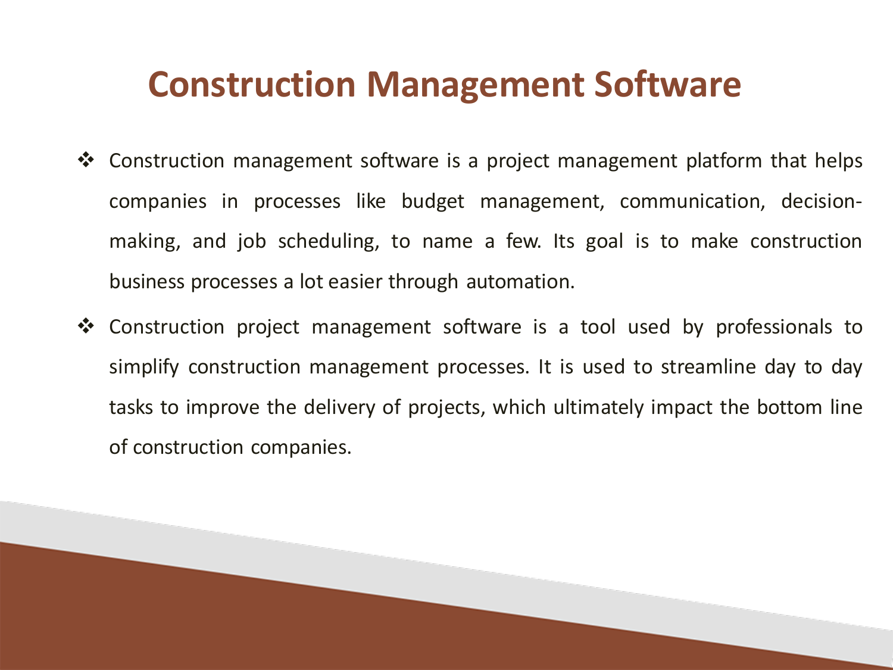# Construction Management Software

- Construction management software is a project management platform that helps companies in processes like budget management, communication, decision-making, and job scheduling, to name a few. Its goal is to make construction business processes a lot easier through automation.
- Construction project management software is a tool used by professionals to simplify construction management processes. It is used to streamline day to day tasks to improve the delivery of projects, which ultimately impact the bottom line of construction companies.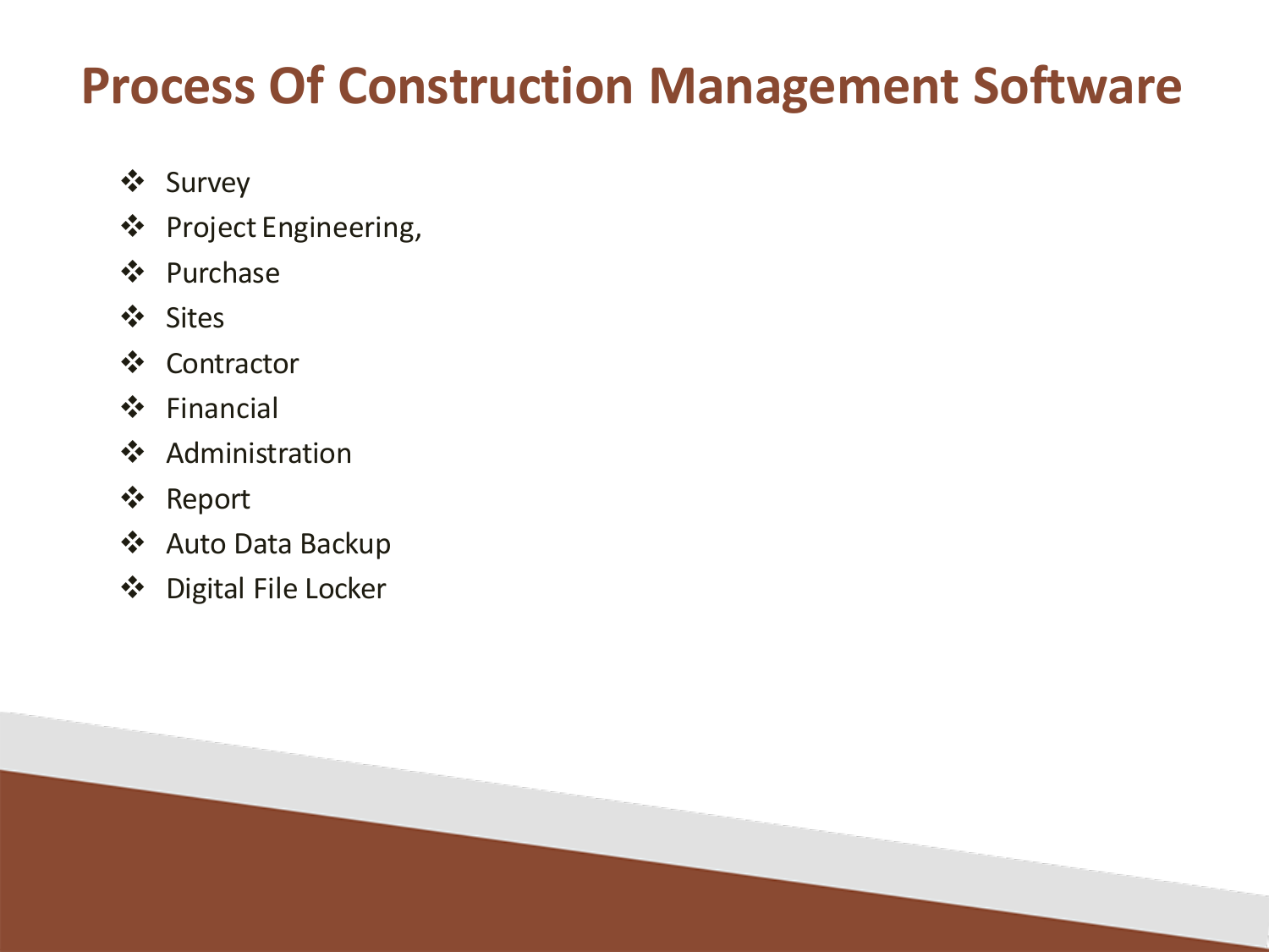# Process Of Construction Management Software

- Survey
- Project Engineering,
- Purchase
- Sites
- Contractor
- Financial
- Administration
- Report
- Auto Data Backup
- Digital File Locker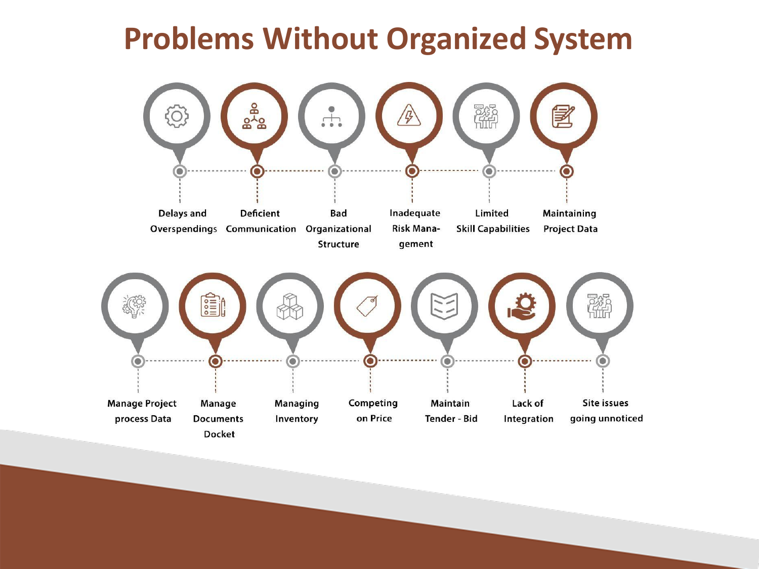# Problems Without Organized System

- Delays and Overspendings
- Deficient Communication
- Bad Organizational Structure
- Inadequate Risk Management
- Limited Skill Capabilities
- Maintaining Project Data
- Manage Project process Data
- Manage Documents Docket
- Managing Inventory
- Competing on Price
- Maintain Tender - Bid
- Lack of Integration
- Site issues going unnoticed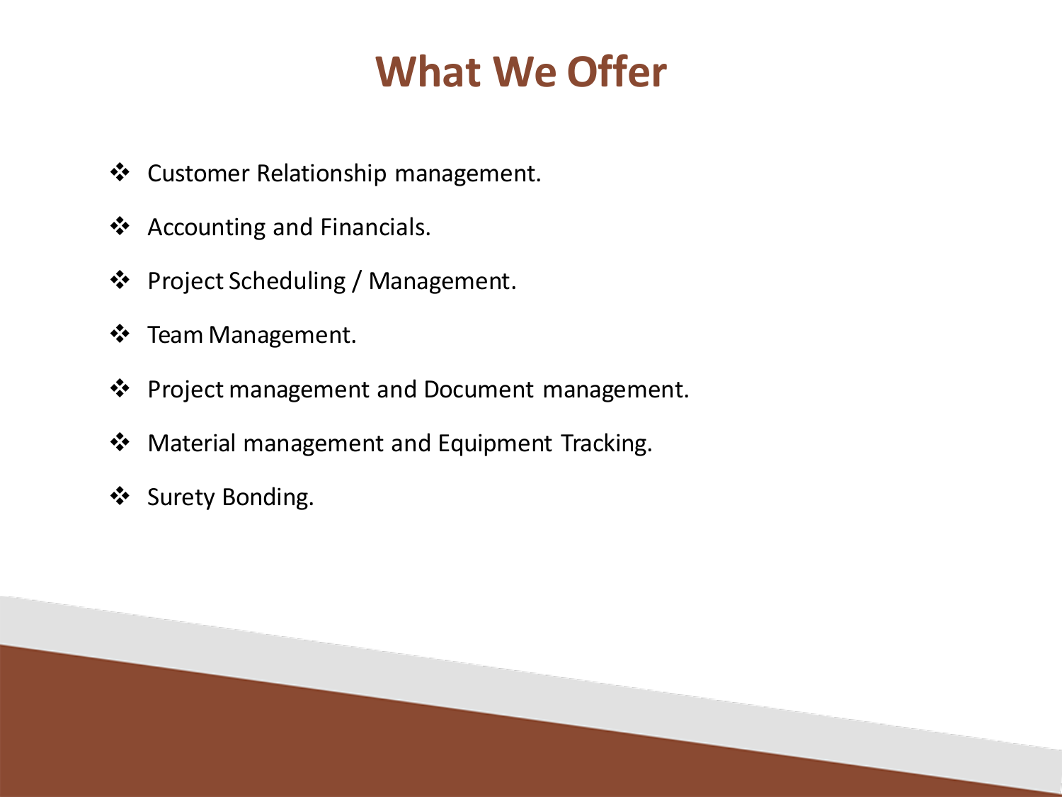# What We Offer

- Customer Relationship management.
- Accounting and Financials.
- Project Scheduling / Management.
- Team Management.
- Project management and Document management.
- Material management and Equipment Tracking.
- Surety Bonding.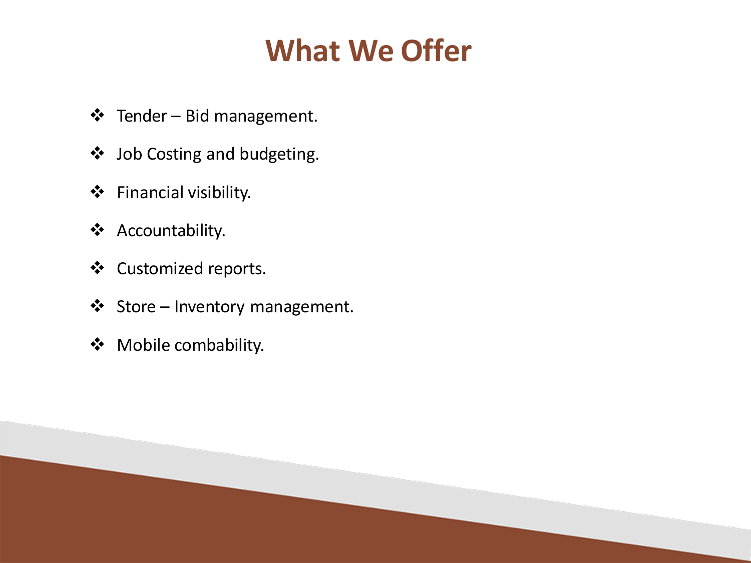# What We Offer

- Tender – Bid management.
- Job Costing and budgeting.
- Financial visibility.
- Accountability.
- Customized reports.
- Store – Inventory management.
- Mobile combability.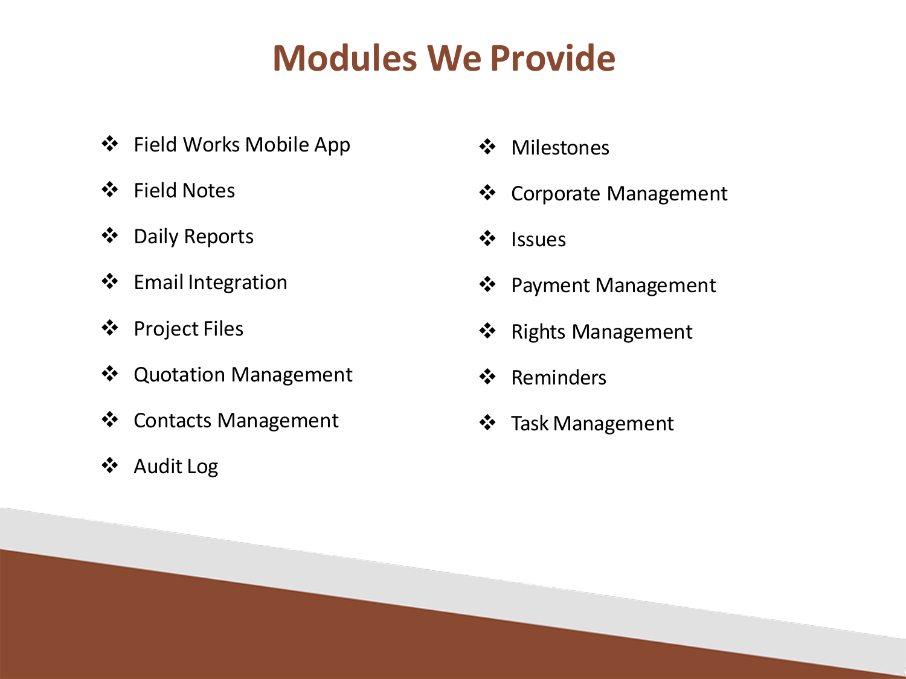# Modules We Provide

- Field Works Mobile App
- Field Notes
- Daily Reports
- Email Integration
- Project Files
- Quotation Management
- Contacts Management
- Audit Log
- Milestones
- Corporate Management
- Issues
- Payment Management
- Rights Management
- Reminders
- Task Management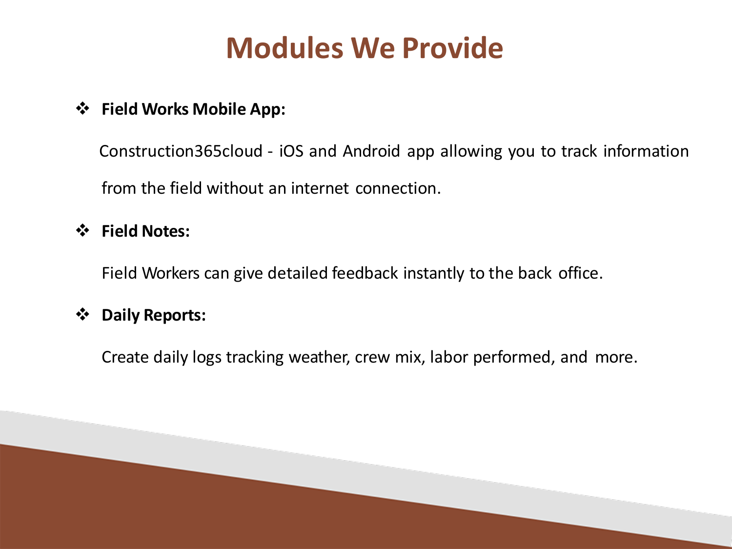# Modules We Provide

- **Field Works Mobile App:**

  Construction365cloud - iOS and Android app allowing you to track information from the field without an internet connection.

- **Field Notes:**

  Field Workers can give detailed feedback instantly to the back office.

- **Daily Reports:**

  Create daily logs tracking weather, crew mix, labor performed, and more.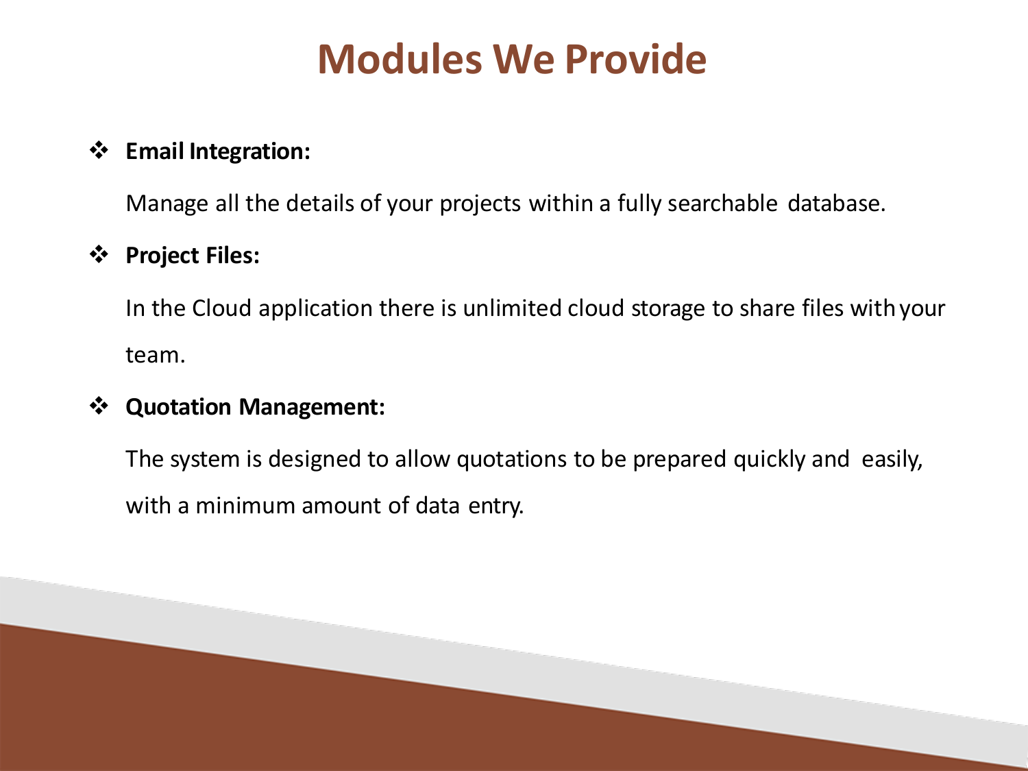# Modules We Provide

- **Email Integration:**

  Manage all the details of your projects within a fully searchable database.

- **Project Files:**

  In the Cloud application there is unlimited cloud storage to share files with your team.

- **Quotation Management:**

  The system is designed to allow quotations to be prepared quickly and easily, with a minimum amount of data entry.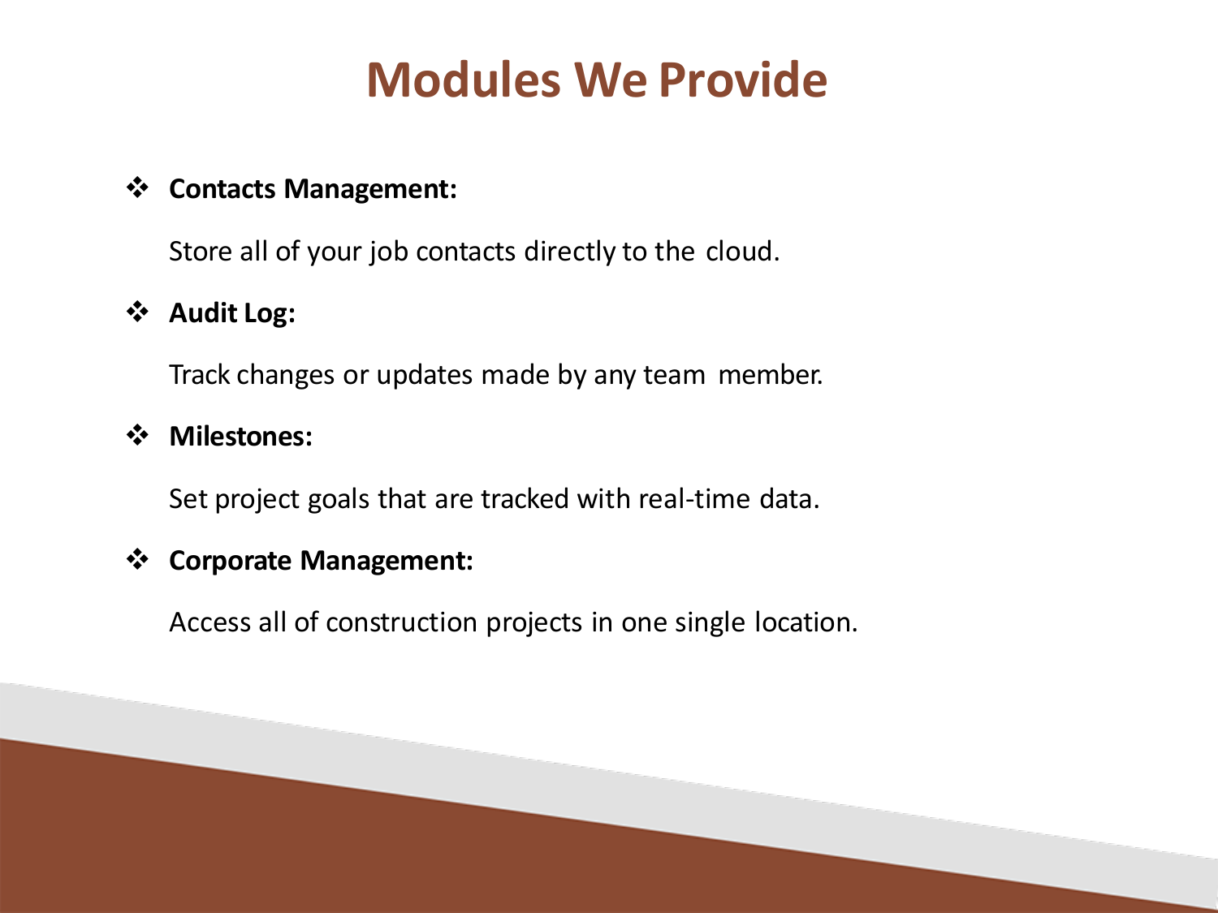# Modules We Provide

- **Contacts Management:**

  Store all of your job contacts directly to the cloud.

- **Audit Log:**

  Track changes or updates made by any team member.

- **Milestones:**

  Set project goals that are tracked with real-time data.

- **Corporate Management:**

  Access all of construction projects in one single location.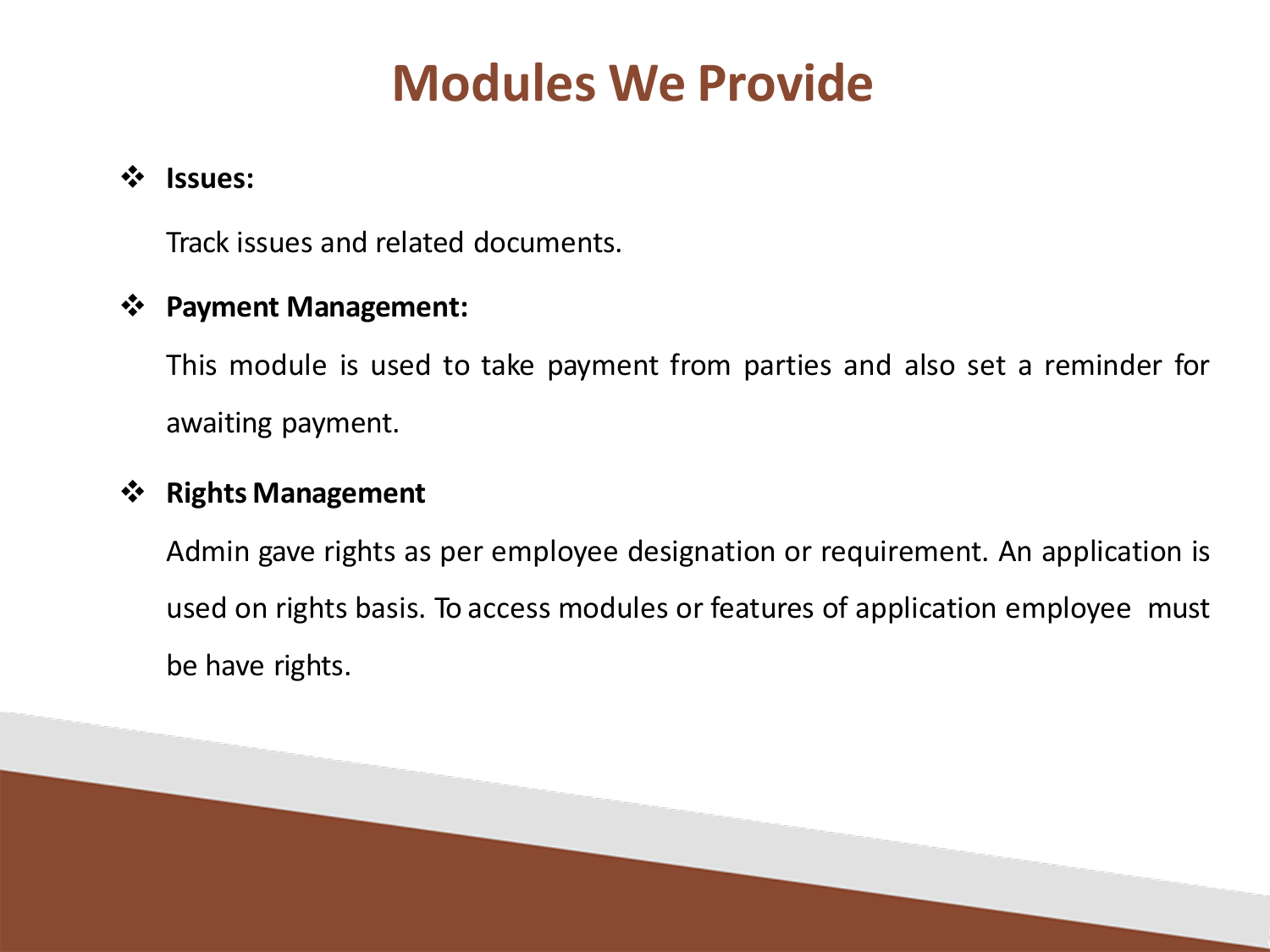# Modules We Provide

- **Issues:**

  Track issues and related documents.

- **Payment Management:**

  This module is used to take payment from parties and also set a reminder for awaiting payment.

- **Rights Management**

  Admin gave rights as per employee designation or requirement. An application is used on rights basis. To access modules or features of application employee must be have rights.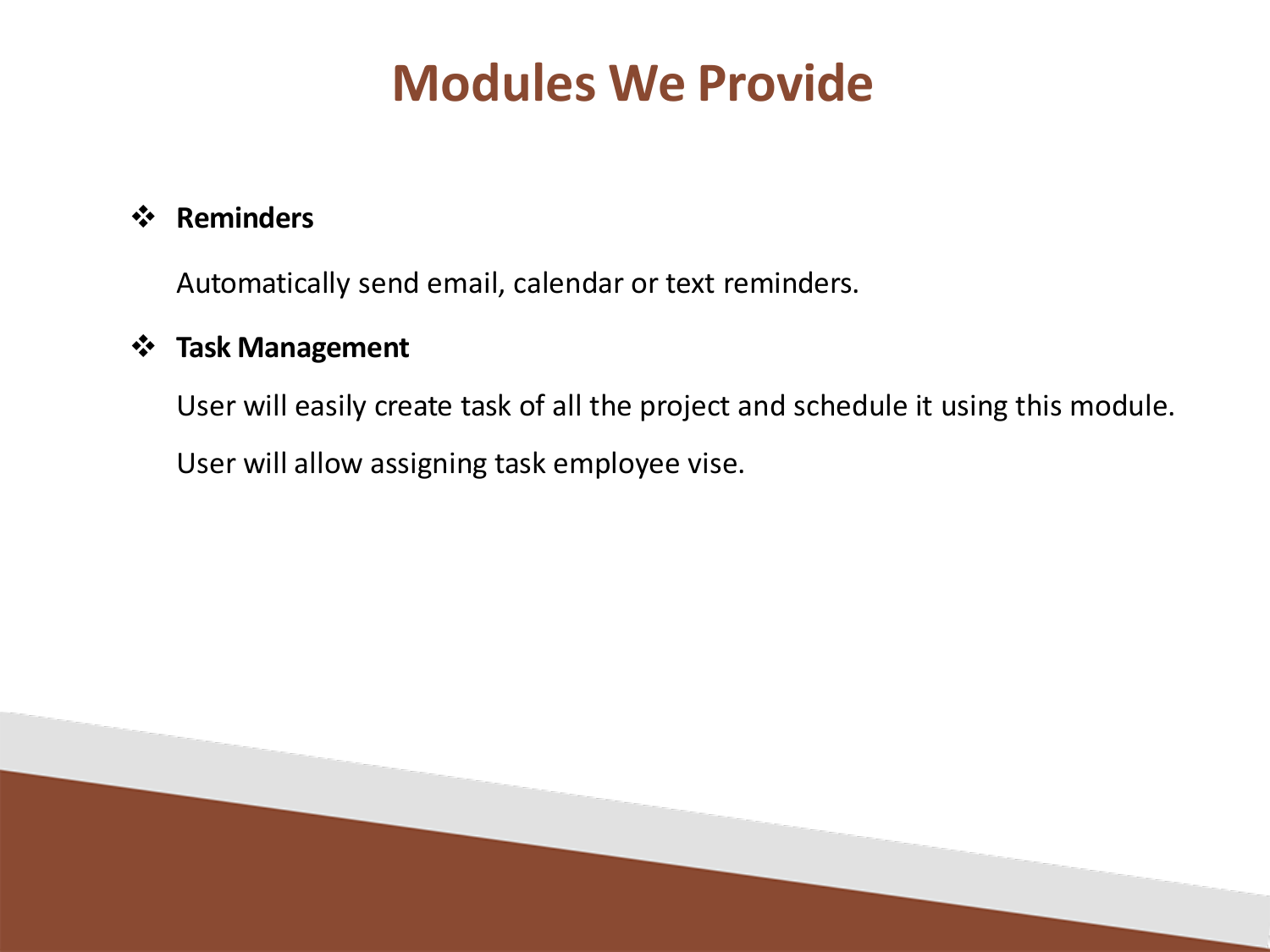# Modules We Provide

- **Reminders**

  Automatically send email, calendar or text reminders.

- **Task Management**

  User will easily create task of all the project and schedule it using this module.

  User will allow assigning task employee vise.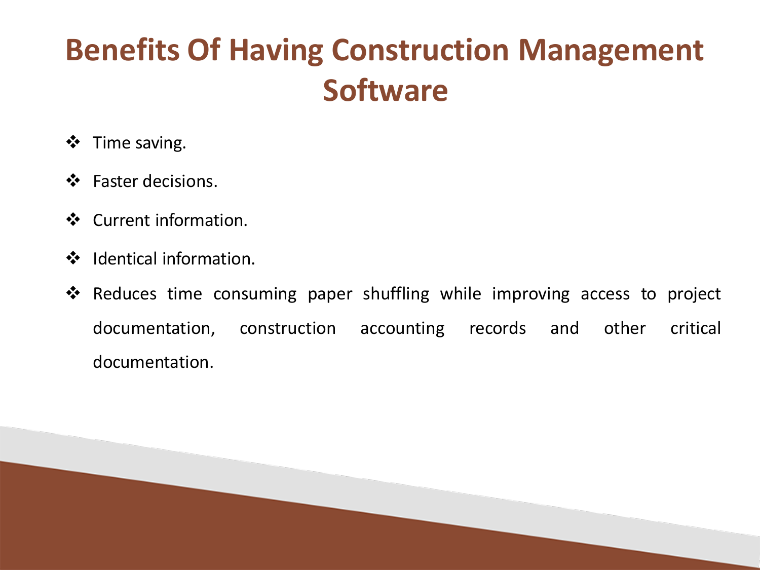# Benefits Of Having Construction Management Software

- Time saving.
- Faster decisions.
- Current information.
- Identical information.
- Reduces time consuming paper shuffling while improving access to project documentation, construction accounting records and other critical documentation.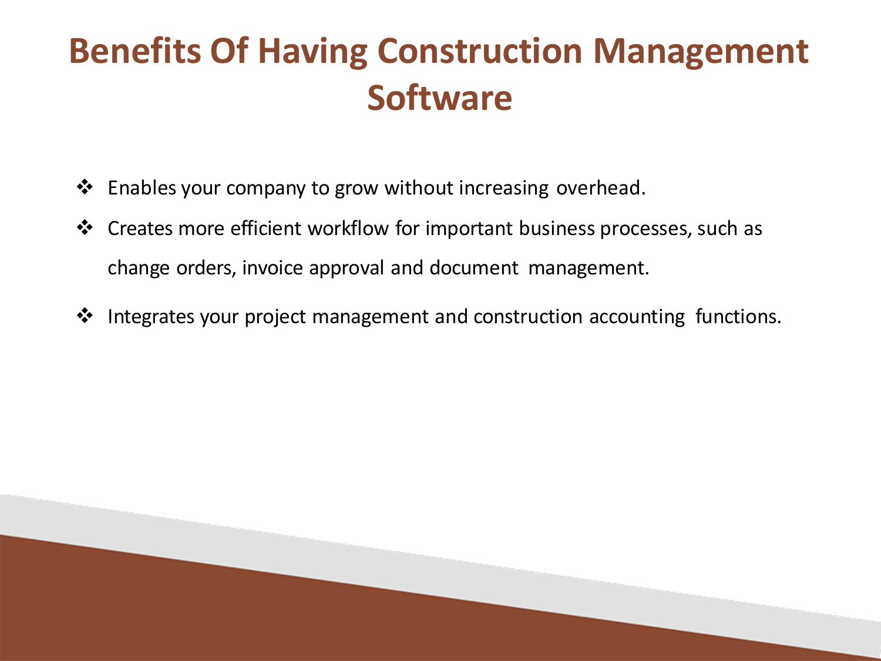# Benefits Of Having Construction Management Software

- Enables your company to grow without increasing overhead.
- Creates more efficient workflow for important business processes, such as change orders, invoice approval and document management.
- Integrates your project management and construction accounting functions.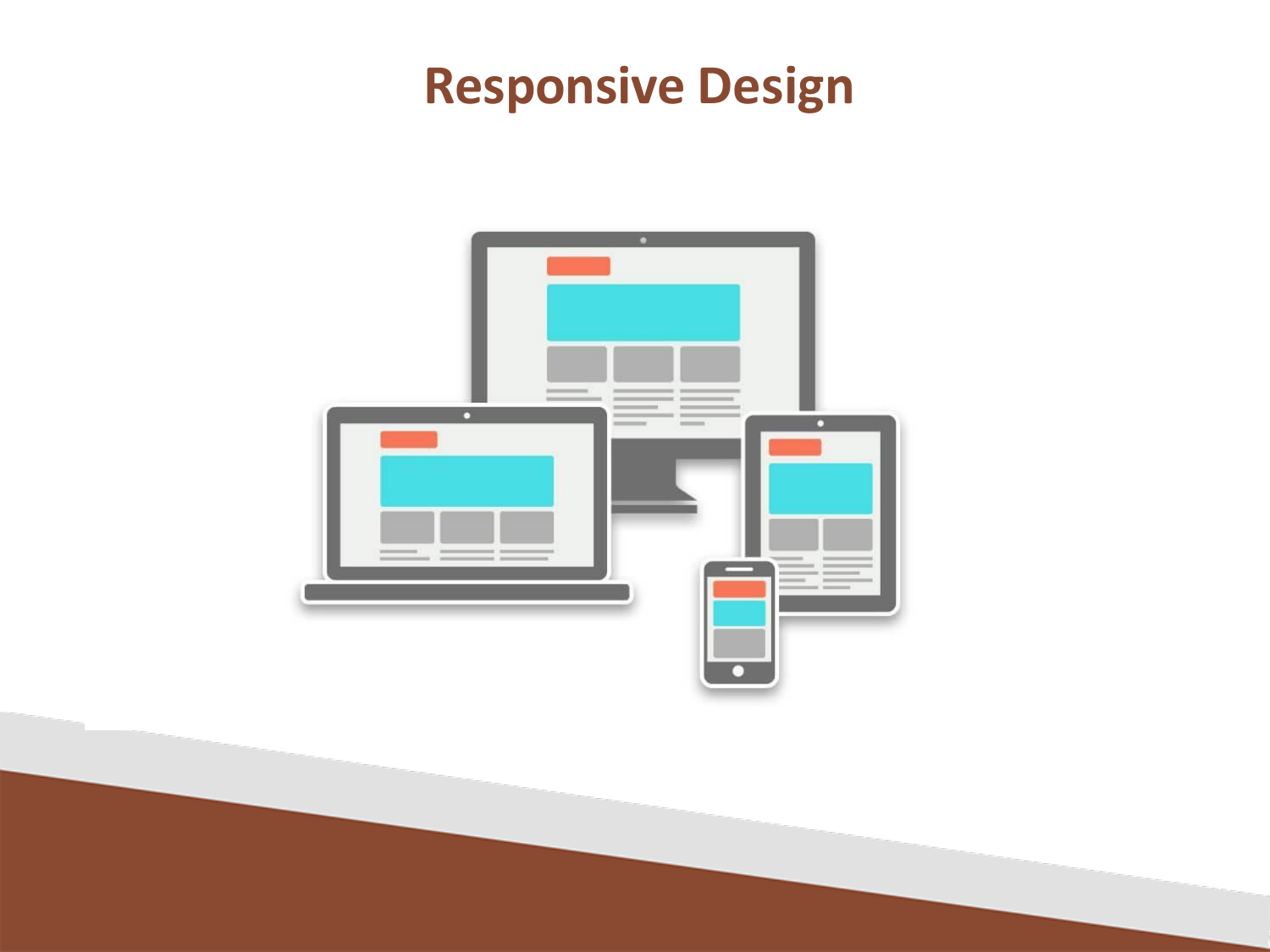# Responsive Design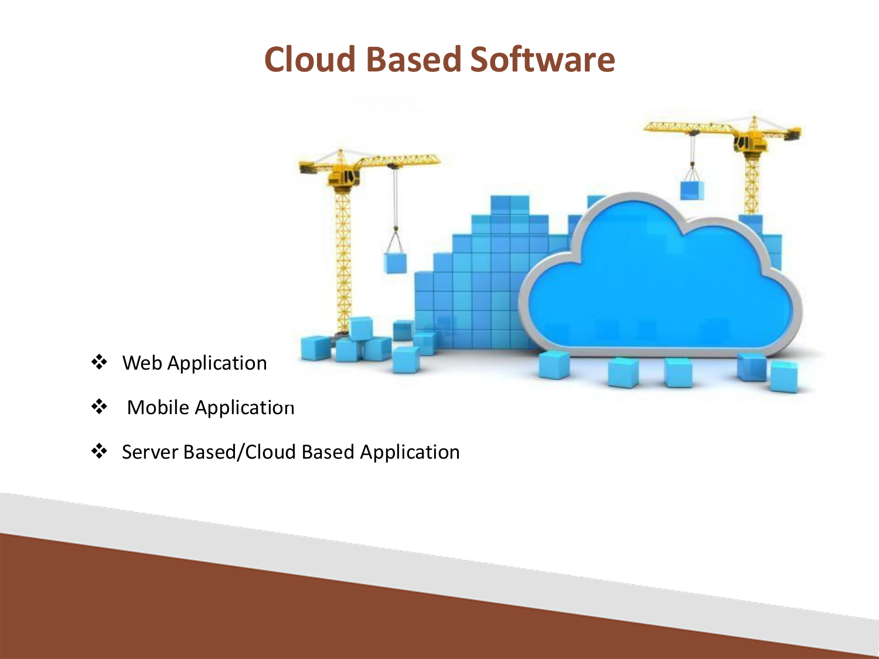# Cloud Based Software

- Web Application
- Mobile Application
- Server Based/Cloud Based Application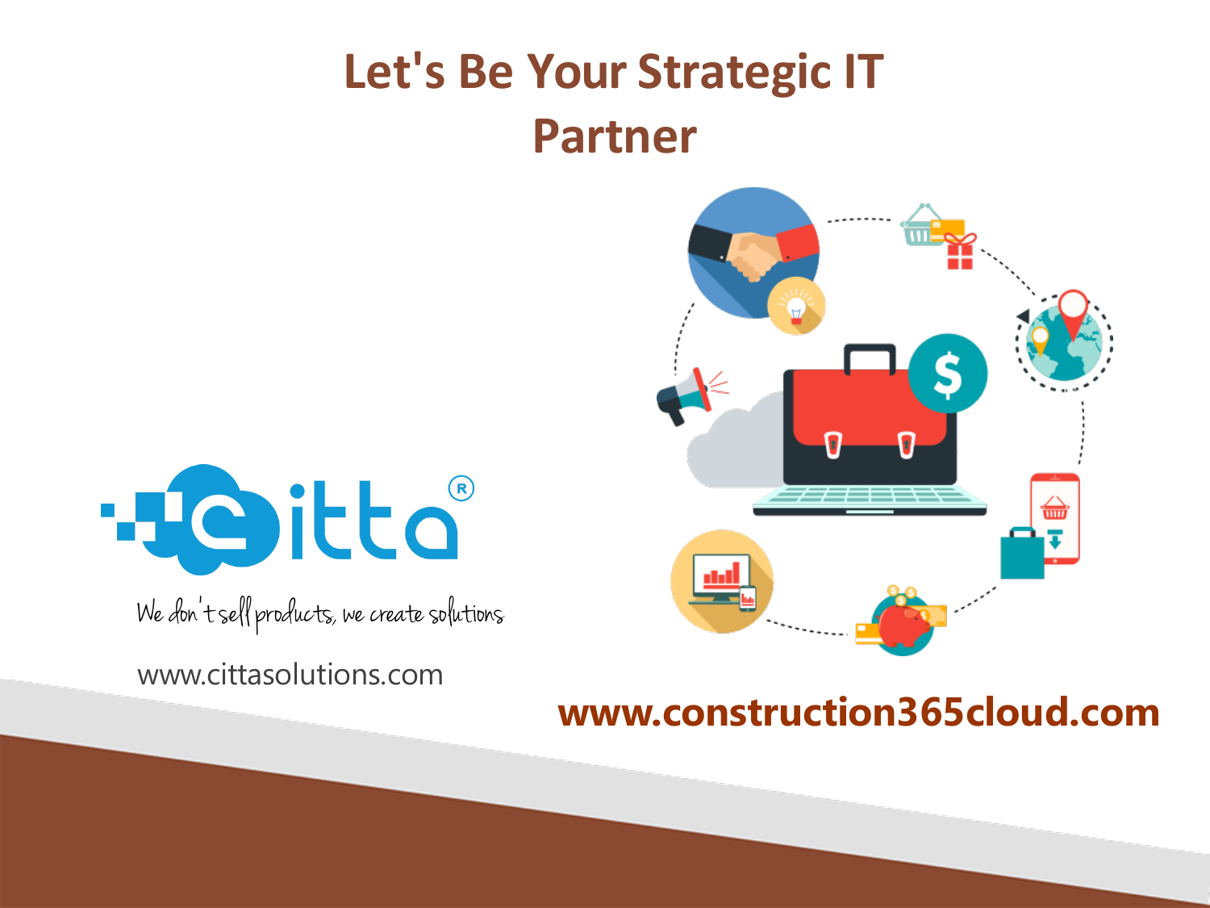# Let's Be Your Strategic IT Partner

citta®

We don't sell products, we create solutions

www.cittasolutions.com

**www.construction365cloud.com**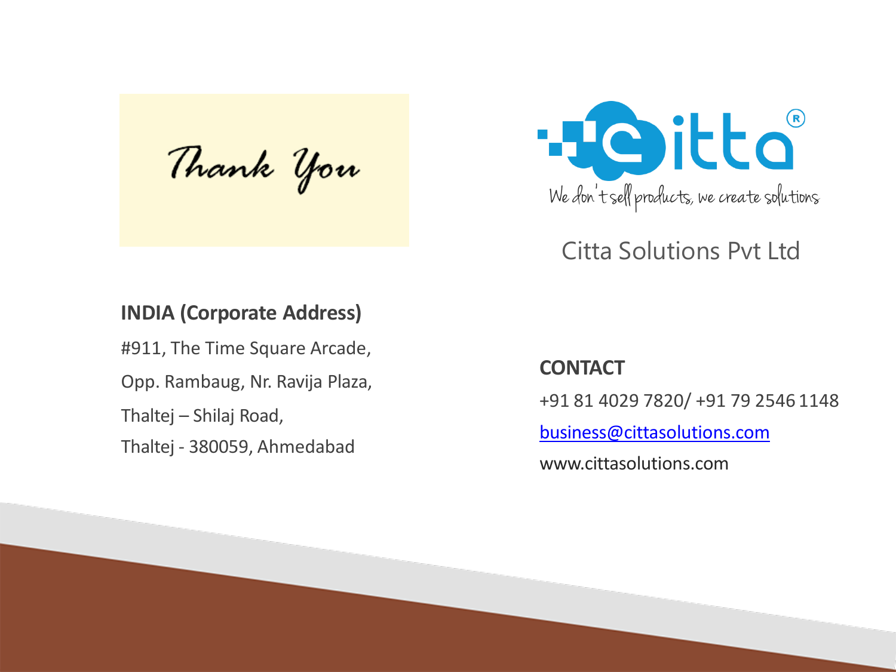Thank You

We don't sell products, we create solutions

Citta Solutions Pvt Ltd

**INDIA (Corporate Address)**

#911, The Time Square Arcade,

Opp. Rambaug, Nr. Ravija Plaza,

Thaltej – Shilaj Road,

Thaltej - 380059, Ahmedabad

**CONTACT**

+91 81 4029 7820/ +91 79 2546 1148

business@cittasolutions.com

www.cittasolutions.com